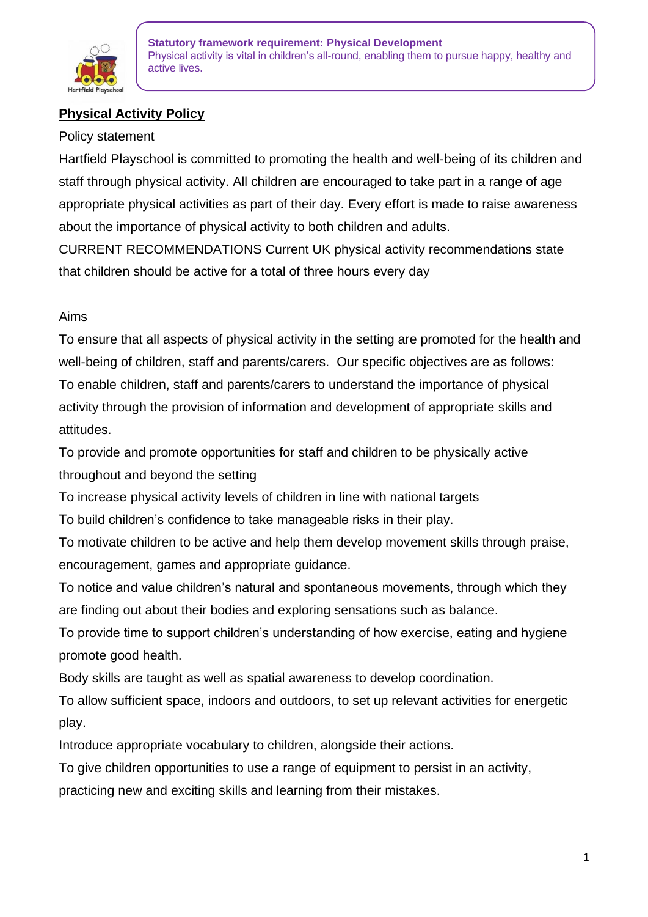**Statutory framework requirement: Physical Development**
Physical activity is vital in children's all-round, enabling them to pursue happy, healthy and active lives.

## Physical Activity Policy

Policy statement

Hartfield Playschool is committed to promoting the health and well-being of its children and staff through physical activity. All children are encouraged to take part in a range of age appropriate physical activities as part of their day. Every effort is made to raise awareness about the importance of physical activity to both children and adults.

CURRENT RECOMMENDATIONS Current UK physical activity recommendations state that children should be active for a total of three hours every day

### Aims

To ensure that all aspects of physical activity in the setting are promoted for the health and well-being of children, staff and parents/carers. Our specific objectives are as follows:

To enable children, staff and parents/carers to understand the importance of physical activity through the provision of information and development of appropriate skills and attitudes.

To provide and promote opportunities for staff and children to be physically active throughout and beyond the setting

To increase physical activity levels of children in line with national targets

To build children's confidence to take manageable risks in their play.

To motivate children to be active and help them develop movement skills through praise, encouragement, games and appropriate guidance.

To notice and value children's natural and spontaneous movements, through which they are finding out about their bodies and exploring sensations such as balance.

To provide time to support children's understanding of how exercise, eating and hygiene promote good health.

Body skills are taught as well as spatial awareness to develop coordination.

To allow sufficient space, indoors and outdoors, to set up relevant activities for energetic play.

Introduce appropriate vocabulary to children, alongside their actions.

To give children opportunities to use a range of equipment to persist in an activity, practicing new and exciting skills and learning from their mistakes.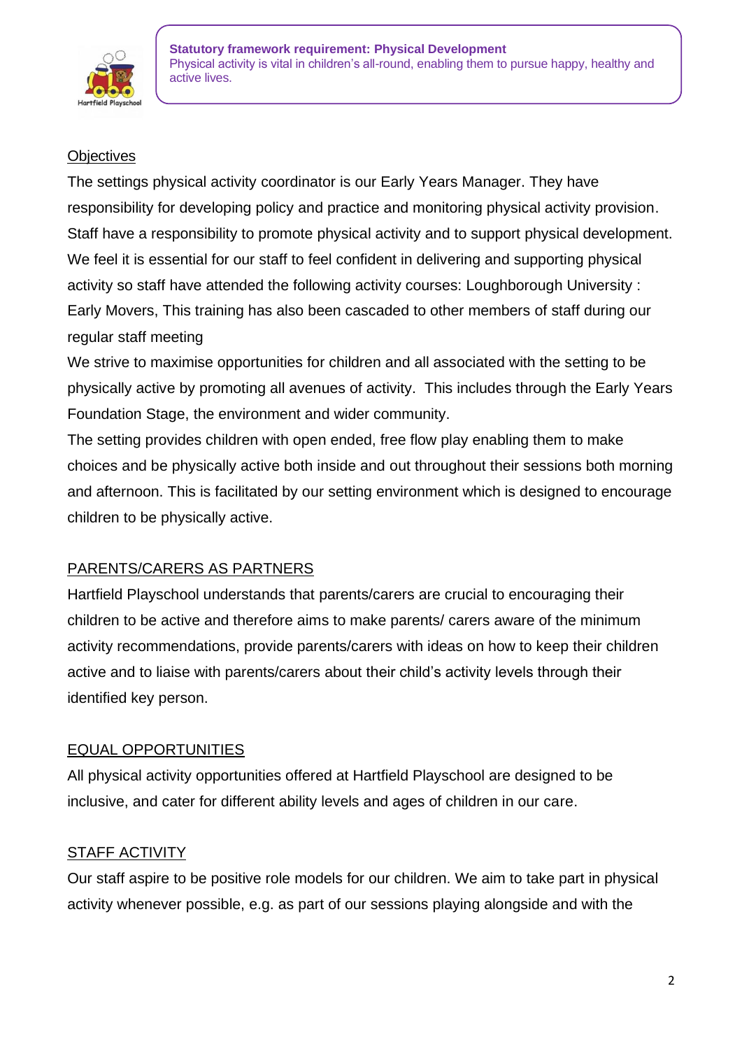**Statutory framework requirement: Physical Development**
Physical activity is vital in children's all-round, enabling them to pursue happy, healthy and active lives.

<u>Objectives</u>

The settings physical activity coordinator is our Early Years Manager. They have responsibility for developing policy and practice and monitoring physical activity provision. Staff have a responsibility to promote physical activity and to support physical development. We feel it is essential for our staff to feel confident in delivering and supporting physical activity so staff have attended the following activity courses: Loughborough University : Early Movers, This training has also been cascaded to other members of staff during our regular staff meeting

We strive to maximise opportunities for children and all associated with the setting to be physically active by promoting all avenues of activity. This includes through the Early Years Foundation Stage, the environment and wider community.

The setting provides children with open ended, free flow play enabling them to make choices and be physically active both inside and out throughout their sessions both morning and afternoon. This is facilitated by our setting environment which is designed to encourage children to be physically active.

<u>PARENTS/CARERS AS PARTNERS</u>

Hartfield Playschool understands that parents/carers are crucial to encouraging their children to be active and therefore aims to make parents/ carers aware of the minimum activity recommendations, provide parents/carers with ideas on how to keep their children active and to liaise with parents/carers about their child's activity levels through their identified key person.

<u>EQUAL OPPORTUNITIES</u>

All physical activity opportunities offered at Hartfield Playschool are designed to be inclusive, and cater for different ability levels and ages of children in our care.

<u>STAFF ACTIVITY</u>

Our staff aspire to be positive role models for our children. We aim to take part in physical activity whenever possible, e.g. as part of our sessions playing alongside and with the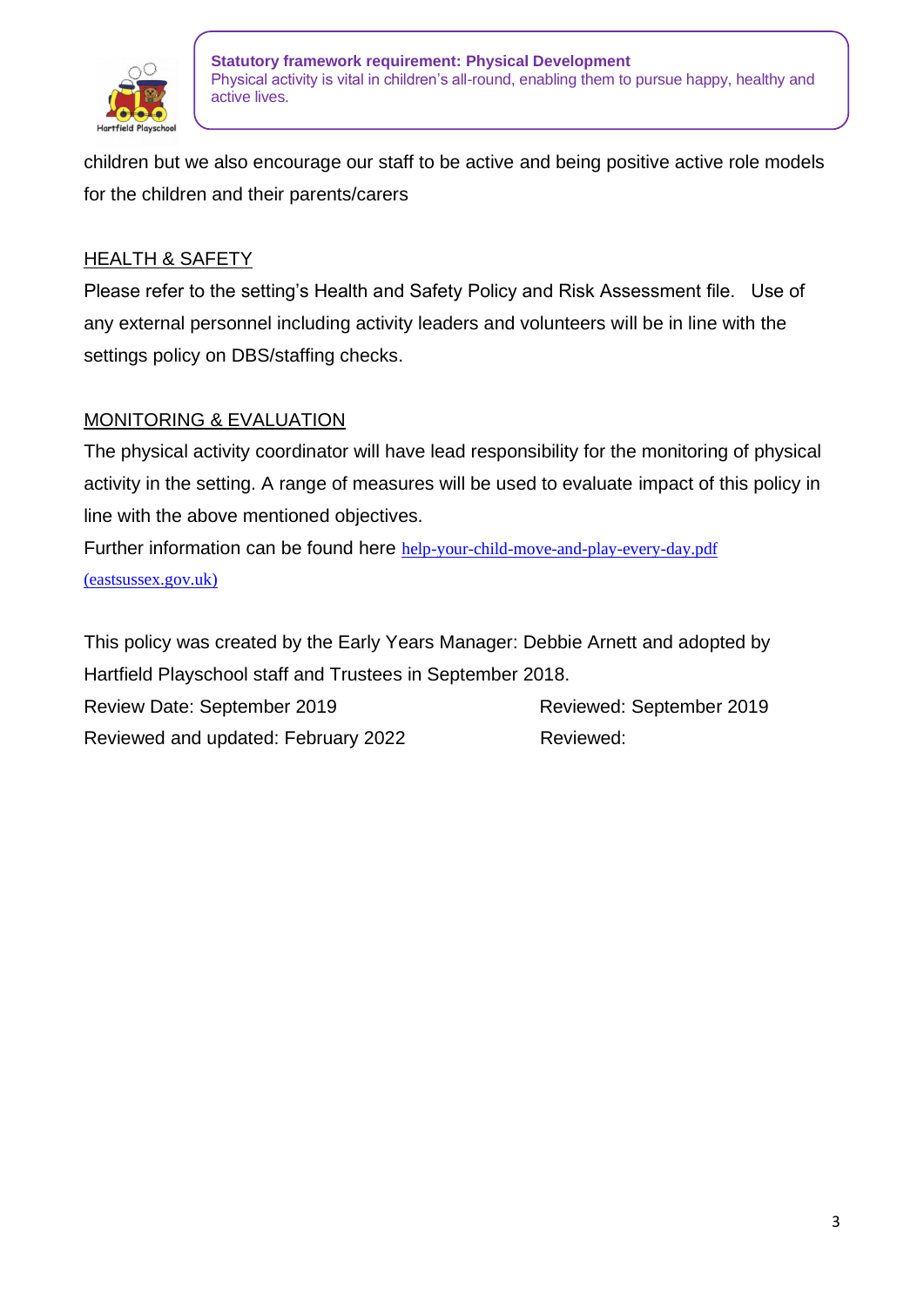children but we also encourage our staff to be active and being positive active role models for the children and their parents/carers

## HEALTH & SAFETY

Please refer to the setting's Health and Safety Policy and Risk Assessment file. Use of any external personnel including activity leaders and volunteers will be in line with the settings policy on DBS/staffing checks.

## MONITORING & EVALUATION

The physical activity coordinator will have lead responsibility for the monitoring of physical activity in the setting. A range of measures will be used to evaluate impact of this policy in line with the above mentioned objectives.

Further information can be found here help-your-child-move-and-play-every-day.pdf (eastsussex.gov.uk)

This policy was created by the Early Years Manager: Debbie Arnett and adopted by Hartfield Playschool staff and Trustees in September 2018.

Review Date: September 2019 — Reviewed: September 2019

Reviewed and updated: February 2022 — Reviewed: